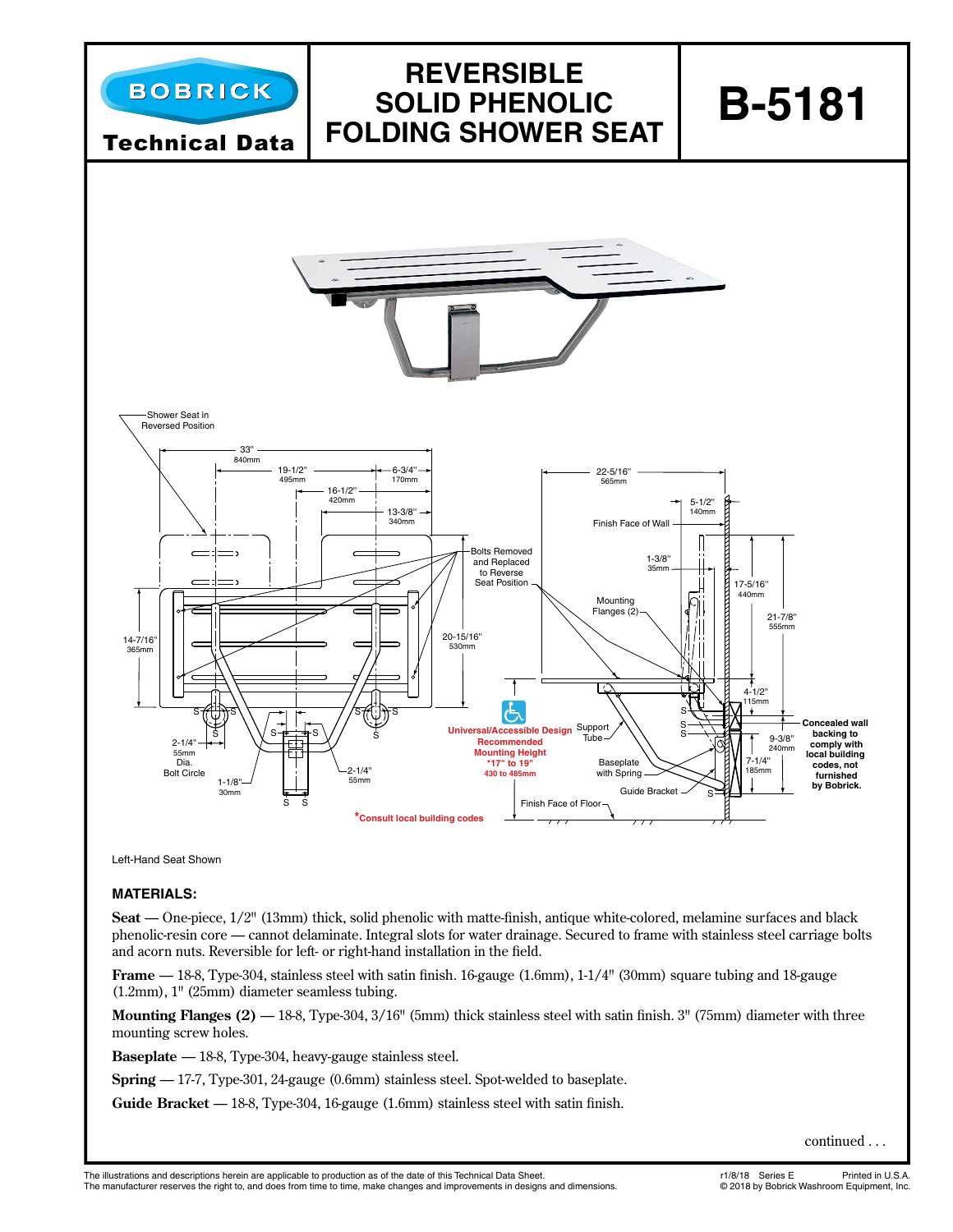# BOBRICK Technical Data

# REVERSIBLE SOLID PHENOLIC FOLDING SHOWER SEAT

# B-5181

Left-Hand Seat Shown

### MATERIALS:

**Seat** — One-piece, 1/2" (13mm) thick, solid phenolic with matte-finish, antique white-colored, melamine surfaces and black phenolic-resin core — cannot delaminate. Integral slots for water drainage. Secured to frame with stainless steel carriage bolts and acorn nuts. Reversible for left- or right-hand installation in the field.

**Frame** — 18-8, Type-304, stainless steel with satin finish. 16-gauge (1.6mm), 1-1/4" (30mm) square tubing and 18-gauge (1.2mm), 1" (25mm) diameter seamless tubing.

**Mounting Flanges (2)** — 18-8, Type-304, 3/16" (5mm) thick stainless steel with satin finish. 3" (75mm) diameter with three mounting screw holes.

**Baseplate** — 18-8, Type-304, heavy-gauge stainless steel.

**Spring** — 17-7, Type-301, 24-gauge (0.6mm) stainless steel. Spot-welded to baseplate.

**Guide Bracket** — 18-8, Type-304, 16-gauge (1.6mm) stainless steel with satin finish.

continued . . .

The illustrations and descriptions herein are applicable to production as of the date of this Technical Data Sheet.
The manufacturer reserves the right to, and does from time to time, make changes and improvements in designs and dimensions.

r1/8/18 Series E Printed in U.S.A.
© 2018 by Bobrick Washroom Equipment, Inc.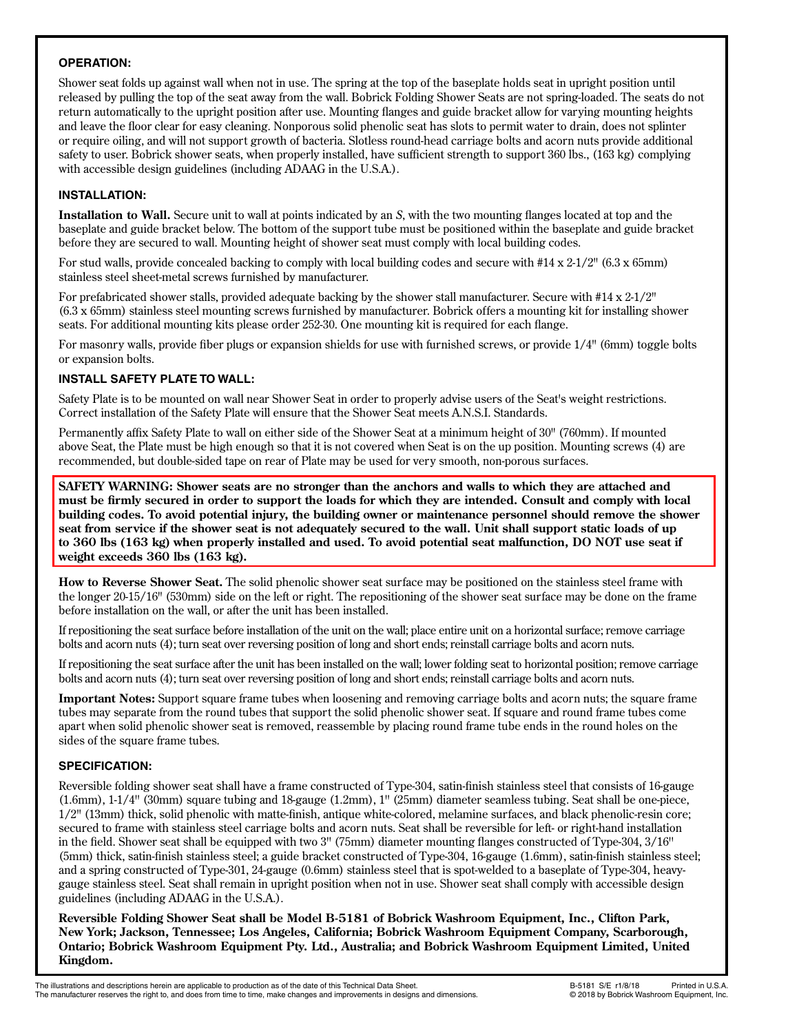### OPERATION:

Shower seat folds up against wall when not in use. The spring at the top of the baseplate holds seat in upright position until released by pulling the top of the seat away from the wall. Bobrick Folding Shower Seats are not spring-loaded. The seats do not return automatically to the upright position after use. Mounting flanges and guide bracket allow for varying mounting heights and leave the floor clear for easy cleaning. Nonporous solid phenolic seat has slots to permit water to drain, does not splinter or require oiling, and will not support growth of bacteria. Slotless round-head carriage bolts and acorn nuts provide additional safety to user. Bobrick shower seats, when properly installed, have sufficient strength to support 360 lbs., (163 kg) complying with accessible design guidelines (including ADAAG in the U.S.A.).

### INSTALLATION:

**Installation to Wall.** Secure unit to wall at points indicated by an *S*, with the two mounting flanges located at top and the baseplate and guide bracket below. The bottom of the support tube must be positioned within the baseplate and guide bracket before they are secured to wall. Mounting height of shower seat must comply with local building codes.

For stud walls, provide concealed backing to comply with local building codes and secure with #14 x 2-1/2" (6.3 x 65mm) stainless steel sheet-metal screws furnished by manufacturer.

For prefabricated shower stalls, provided adequate backing by the shower stall manufacturer. Secure with #14 x 2-1/2" (6.3 x 65mm) stainless steel mounting screws furnished by manufacturer. Bobrick offers a mounting kit for installing shower seats. For additional mounting kits please order 252-30. One mounting kit is required for each flange.

For masonry walls, provide fiber plugs or expansion shields for use with furnished screws, or provide 1/4" (6mm) toggle bolts or expansion bolts.

### INSTALL SAFETY PLATE TO WALL:

Safety Plate is to be mounted on wall near Shower Seat in order to properly advise users of the Seat's weight restrictions. Correct installation of the Safety Plate will ensure that the Shower Seat meets A.N.S.I. Standards.

Permanently affix Safety Plate to wall on either side of the Shower Seat at a minimum height of 30" (760mm). If mounted above Seat, the Plate must be high enough so that it is not covered when Seat is on the up position. Mounting screws (4) are recommended, but double-sided tape on rear of Plate may be used for very smooth, non-porous surfaces.

**SAFETY WARNING: Shower seats are no stronger than the anchors and walls to which they are attached and must be firmly secured in order to support the loads for which they are intended. Consult and comply with local building codes. To avoid potential injury, the building owner or maintenance personnel should remove the shower seat from service if the shower seat is not adequately secured to the wall. Unit shall support static loads of up to 360 lbs (163 kg) when properly installed and used. To avoid potential seat malfunction, DO NOT use seat if weight exceeds 360 lbs (163 kg).**

**How to Reverse Shower Seat.** The solid phenolic shower seat surface may be positioned on the stainless steel frame with the longer 20-15/16" (530mm) side on the left or right. The repositioning of the shower seat surface may be done on the frame before installation on the wall, or after the unit has been installed.

If repositioning the seat surface before installation of the unit on the wall; place entire unit on a horizontal surface; remove carriage bolts and acorn nuts (4); turn seat over reversing position of long and short ends; reinstall carriage bolts and acorn nuts.

If repositioning the seat surface after the unit has been installed on the wall; lower folding seat to horizontal position; remove carriage bolts and acorn nuts (4); turn seat over reversing position of long and short ends; reinstall carriage bolts and acorn nuts.

**Important Notes:** Support square frame tubes when loosening and removing carriage bolts and acorn nuts; the square frame tubes may separate from the round tubes that support the solid phenolic shower seat. If square and round frame tubes come apart when solid phenolic shower seat is removed, reassemble by placing round frame tube ends in the round holes on the sides of the square frame tubes.

### SPECIFICATION:

Reversible folding shower seat shall have a frame constructed of Type-304, satin-finish stainless steel that consists of 16-gauge (1.6mm), 1-1/4" (30mm) square tubing and 18-gauge (1.2mm), 1" (25mm) diameter seamless tubing. Seat shall be one-piece, 1/2" (13mm) thick, solid phenolic with matte-finish, antique white-colored, melamine surfaces, and black phenolic-resin core; secured to frame with stainless steel carriage bolts and acorn nuts. Seat shall be reversible for left- or right-hand installation in the field. Shower seat shall be equipped with two 3" (75mm) diameter mounting flanges constructed of Type-304, 3/16" (5mm) thick, satin-finish stainless steel; a guide bracket constructed of Type-304, 16-gauge (1.6mm), satin-finish stainless steel; and a spring constructed of Type-301, 24-gauge (0.6mm) stainless steel that is spot-welded to a baseplate of Type-304, heavy-gauge stainless steel. Seat shall remain in upright position when not in use. Shower seat shall comply with accessible design guidelines (including ADAAG in the U.S.A.).

**Reversible Folding Shower Seat shall be Model B-5181 of Bobrick Washroom Equipment, Inc., Clifton Park, New York; Jackson, Tennessee; Los Angeles, California; Bobrick Washroom Equipment Company, Scarborough, Ontario; Bobrick Washroom Equipment Pty. Ltd., Australia; and Bobrick Washroom Equipment Limited, United Kingdom.**

The illustrations and descriptions herein are applicable to production as of the date of this Technical Data Sheet.
The manufacturer reserves the right to, and does from time to time, make changes and improvements in designs and dimensions.

B-5181 S/E r1/8/18 Printed in U.S.A.
© 2018 by Bobrick Washroom Equipment, Inc.